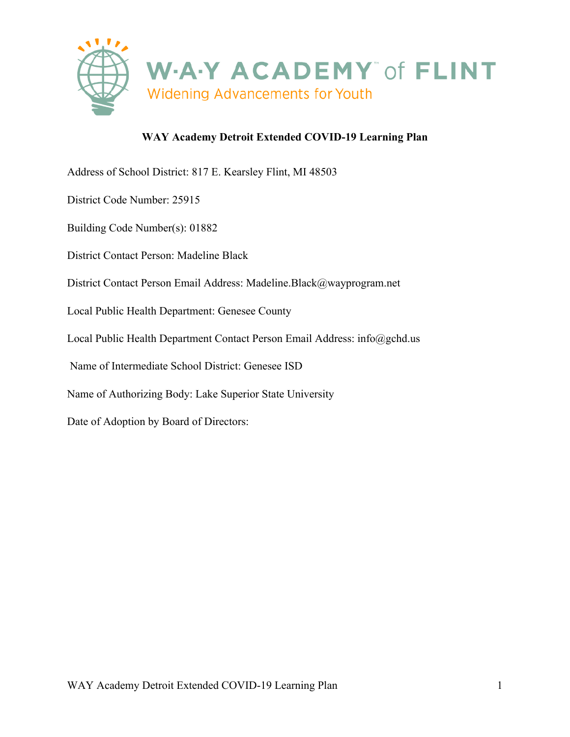W·A·Y ACADEMY™ of FLINT

Widening Advancements for Youth

**WAY Academy Detroit Extended COVID-19 Learning Plan**

Address of School District: 817 E. Kearsley Flint, MI 48503

District Code Number: 25915

Building Code Number(s): 01882

District Contact Person: Madeline Black

District Contact Person Email Address: Madeline.Black@wayprogram.net

Local Public Health Department: Genesee County

Local Public Health Department Contact Person Email Address: info@gchd.us

Name of Intermediate School District: Genesee ISD

Name of Authorizing Body: Lake Superior State University

Date of Adoption by Board of Directors: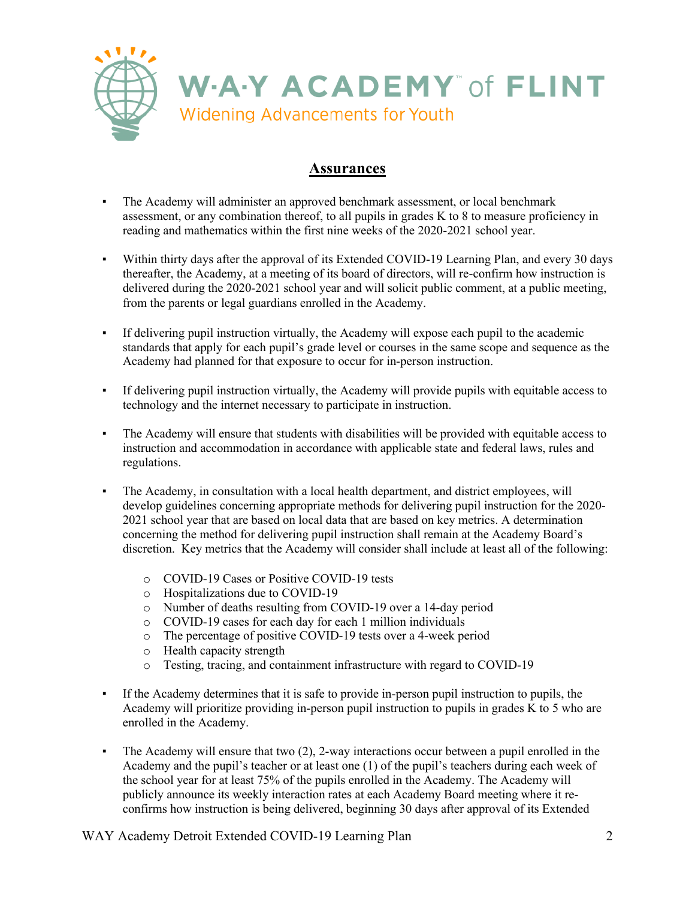W·A·Y ACADEMY™ of FLINT

Widening Advancements for Youth

## Assurances

- The Academy will administer an approved benchmark assessment, or local benchmark assessment, or any combination thereof, to all pupils in grades K to 8 to measure proficiency in reading and mathematics within the first nine weeks of the 2020-2021 school year.

- Within thirty days after the approval of its Extended COVID-19 Learning Plan, and every 30 days thereafter, the Academy, at a meeting of its board of directors, will re-confirm how instruction is delivered during the 2020-2021 school year and will solicit public comment, at a public meeting, from the parents or legal guardians enrolled in the Academy.

- If delivering pupil instruction virtually, the Academy will expose each pupil to the academic standards that apply for each pupil's grade level or courses in the same scope and sequence as the Academy had planned for that exposure to occur for in-person instruction.

- If delivering pupil instruction virtually, the Academy will provide pupils with equitable access to technology and the internet necessary to participate in instruction.

- The Academy will ensure that students with disabilities will be provided with equitable access to instruction and accommodation in accordance with applicable state and federal laws, rules and regulations.

- The Academy, in consultation with a local health department, and district employees, will develop guidelines concerning appropriate methods for delivering pupil instruction for the 2020-2021 school year that are based on local data that are based on key metrics. A determination concerning the method for delivering pupil instruction shall remain at the Academy Board's discretion. Key metrics that the Academy will consider shall include at least all of the following:
    - COVID-19 Cases or Positive COVID-19 tests
    - Hospitalizations due to COVID-19
    - Number of deaths resulting from COVID-19 over a 14-day period
    - COVID-19 cases for each day for each 1 million individuals
    - The percentage of positive COVID-19 tests over a 4-week period
    - Health capacity strength
    - Testing, tracing, and containment infrastructure with regard to COVID-19

- If the Academy determines that it is safe to provide in-person pupil instruction to pupils, the Academy will prioritize providing in-person pupil instruction to pupils in grades K to 5 who are enrolled in the Academy.

- The Academy will ensure that two (2), 2-way interactions occur between a pupil enrolled in the Academy and the pupil's teacher or at least one (1) of the pupil's teachers during each week of the school year for at least 75% of the pupils enrolled in the Academy. The Academy will publicly announce its weekly interaction rates at each Academy Board meeting where it re-confirms how instruction is being delivered, beginning 30 days after approval of its Extended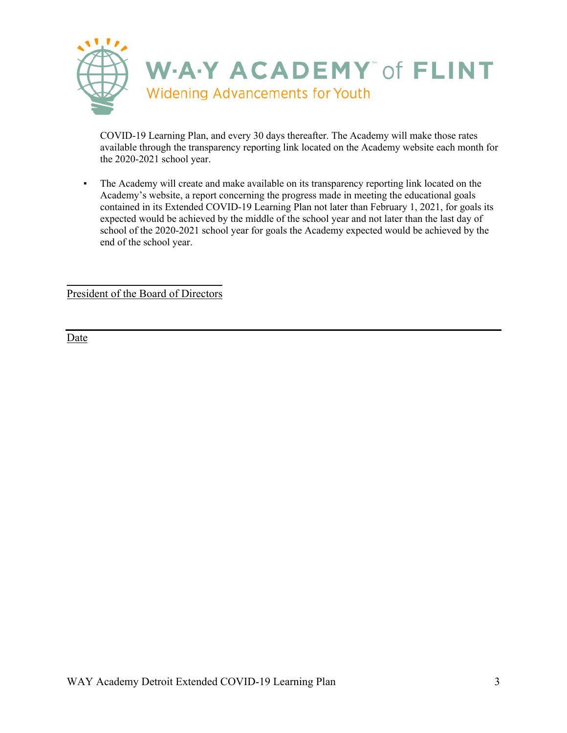COVID-19 Learning Plan, and every 30 days thereafter. The Academy will make those rates available through the transparency reporting link located on the Academy website each month for the 2020-2021 school year.

- The Academy will create and make available on its transparency reporting link located on the Academy's website, a report concerning the progress made in meeting the educational goals contained in its Extended COVID-19 Learning Plan not later than February 1, 2021, for goals its expected would be achieved by the middle of the school year and not later than the last day of school of the 2020-2021 school year for goals the Academy expected would be achieved by the end of the school year.

\_\_\_\_\_\_\_\_\_\_\_\_\_\_\_\_\_\_\_\_\_\_\_\_\_\_\_\_\_\_\_\_

President of the Board of Directors

\_\_\_\_\_\_\_\_\_\_\_\_\_\_\_\_\_\_\_\_\_\_\_\_\_\_\_\_\_\_\_\_

Date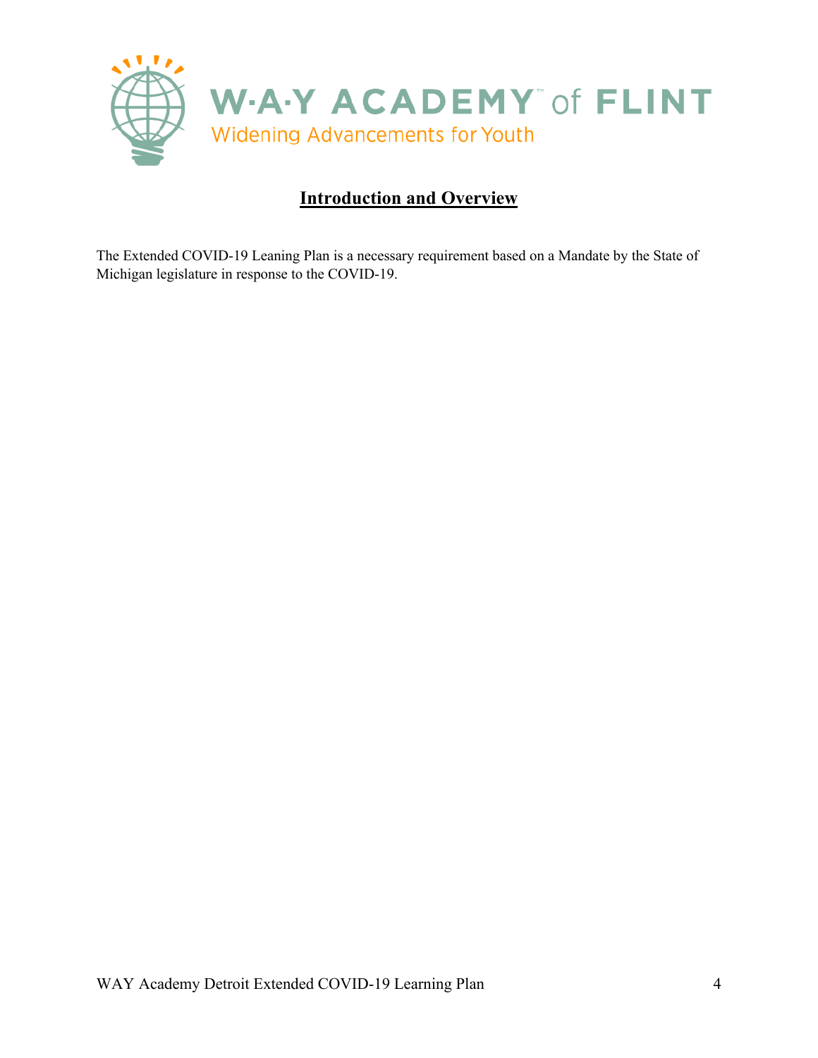# W·A·Y ACADEMY™ of FLINT

Widening Advancements for Youth

## Introduction and Overview

The Extended COVID-19 Leaning Plan is a necessary requirement based on a Mandate by the State of Michigan legislature in response to the COVID-19.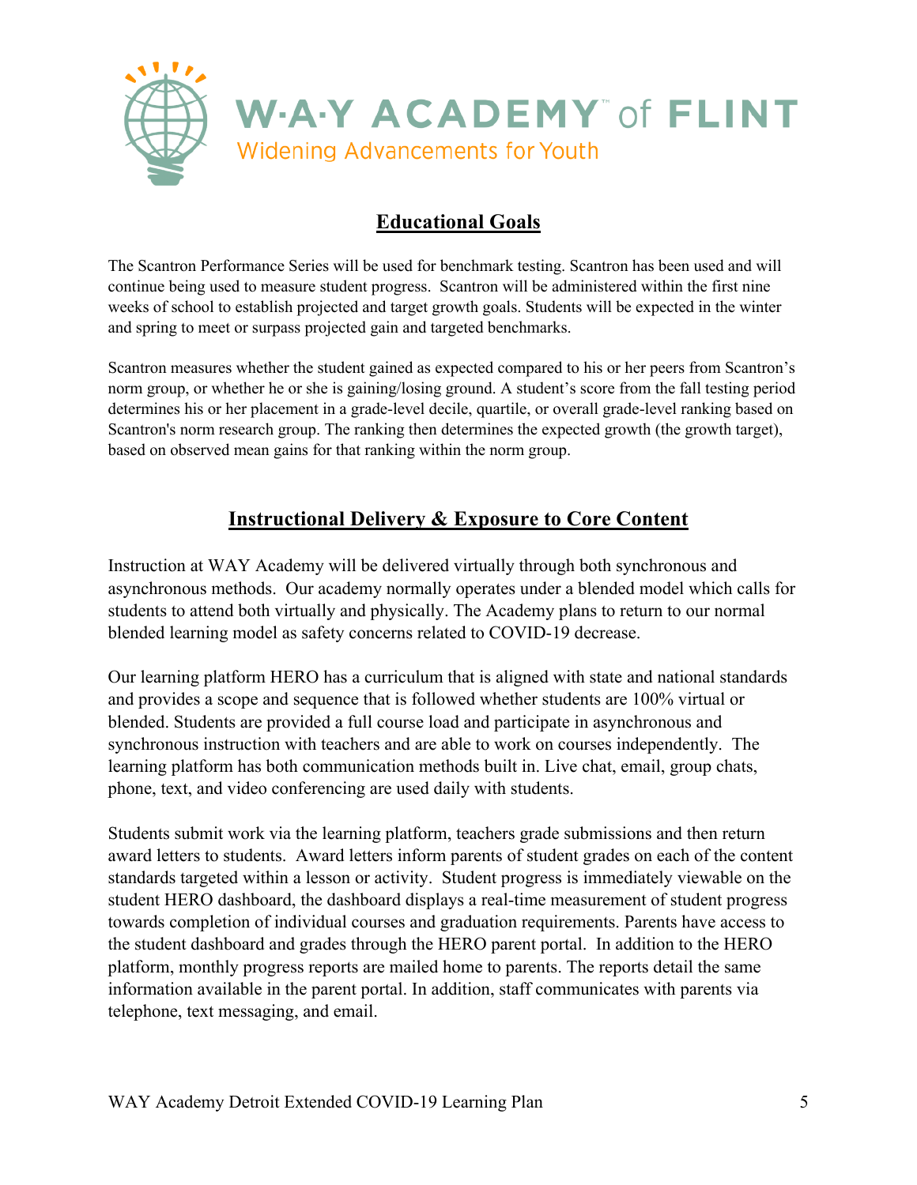## Educational Goals

The Scantron Performance Series will be used for benchmark testing. Scantron has been used and will continue being used to measure student progress. Scantron will be administered within the first nine weeks of school to establish projected and target growth goals. Students will be expected in the winter and spring to meet or surpass projected gain and targeted benchmarks.

Scantron measures whether the student gained as expected compared to his or her peers from Scantron's norm group, or whether he or she is gaining/losing ground. A student's score from the fall testing period determines his or her placement in a grade-level decile, quartile, or overall grade-level ranking based on Scantron's norm research group. The ranking then determines the expected growth (the growth target), based on observed mean gains for that ranking within the norm group.

## Instructional Delivery & Exposure to Core Content

Instruction at WAY Academy will be delivered virtually through both synchronous and asynchronous methods. Our academy normally operates under a blended model which calls for students to attend both virtually and physically. The Academy plans to return to our normal blended learning model as safety concerns related to COVID-19 decrease.

Our learning platform HERO has a curriculum that is aligned with state and national standards and provides a scope and sequence that is followed whether students are 100% virtual or blended. Students are provided a full course load and participate in asynchronous and synchronous instruction with teachers and are able to work on courses independently. The learning platform has both communication methods built in. Live chat, email, group chats, phone, text, and video conferencing are used daily with students.

Students submit work via the learning platform, teachers grade submissions and then return award letters to students. Award letters inform parents of student grades on each of the content standards targeted within a lesson or activity. Student progress is immediately viewable on the student HERO dashboard, the dashboard displays a real-time measurement of student progress towards completion of individual courses and graduation requirements. Parents have access to the student dashboard and grades through the HERO parent portal. In addition to the HERO platform, monthly progress reports are mailed home to parents. The reports detail the same information available in the parent portal. In addition, staff communicates with parents via telephone, text messaging, and email.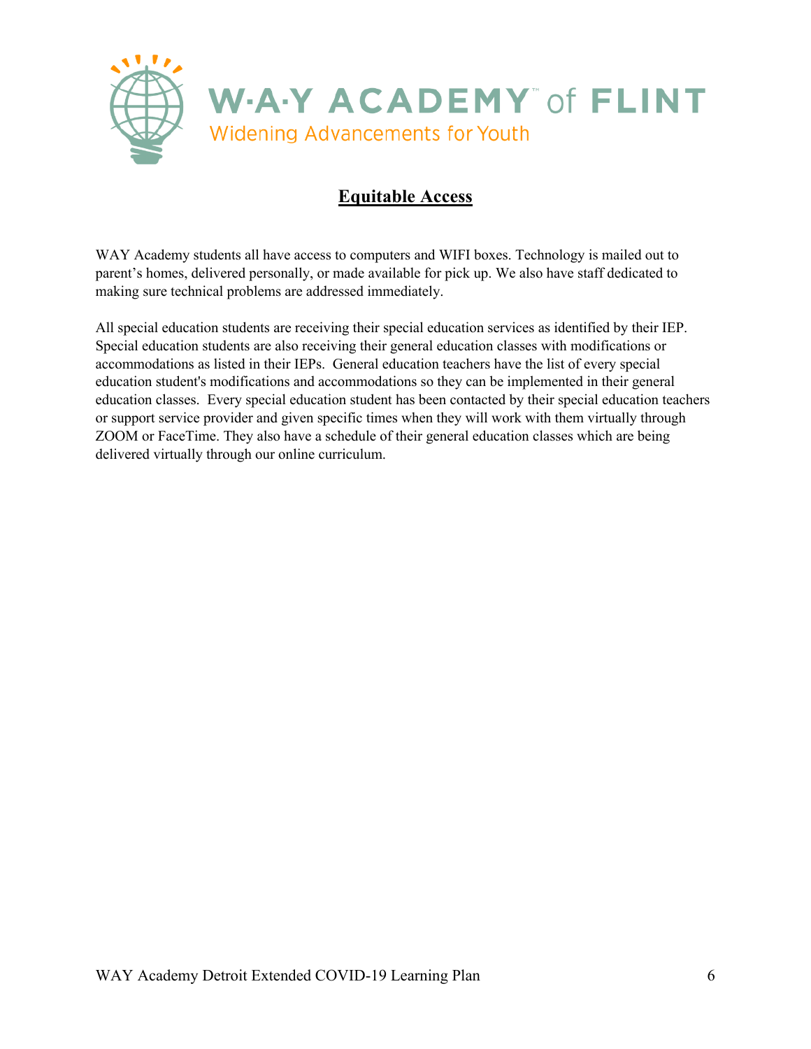W·A·Y ACADEMY™ of FLINT

Widening Advancements for Youth

## Equitable Access

WAY Academy students all have access to computers and WIFI boxes. Technology is mailed out to parent's homes, delivered personally, or made available for pick up. We also have staff dedicated to making sure technical problems are addressed immediately.

All special education students are receiving their special education services as identified by their IEP. Special education students are also receiving their general education classes with modifications or accommodations as listed in their IEPs. General education teachers have the list of every special education student's modifications and accommodations so they can be implemented in their general education classes. Every special education student has been contacted by their special education teachers or support service provider and given specific times when they will work with them virtually through ZOOM or FaceTime. They also have a schedule of their general education classes which are being delivered virtually through our online curriculum.